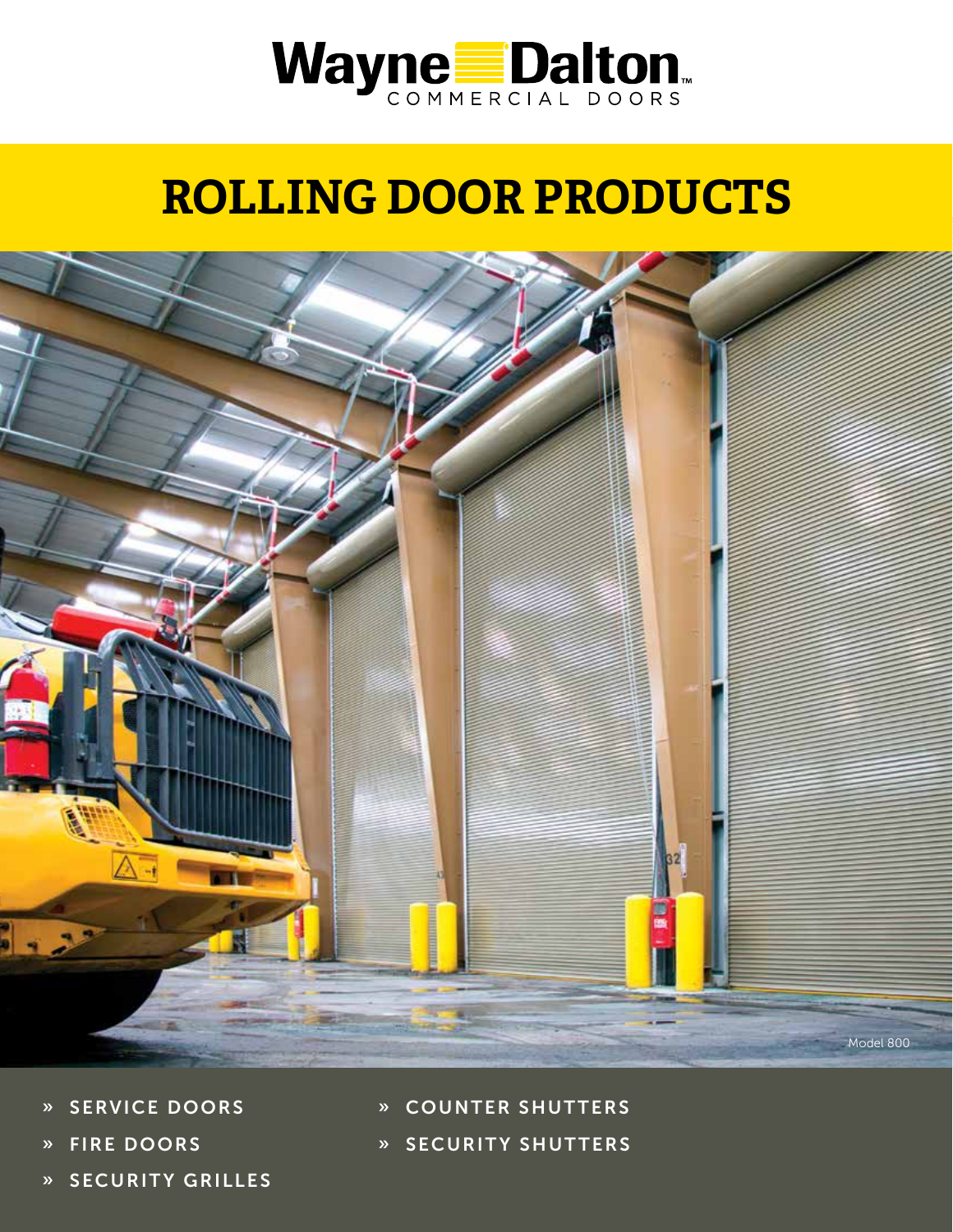Wayne Dalton
COMMERCIAL DOORS

# ROLLING DOOR PRODUCTS

Model 800

- » SERVICE DOORS
- » FIRE DOORS
- » SECURITY GRILLES
- » COUNTER SHUTTERS
- » SECURITY SHUTTERS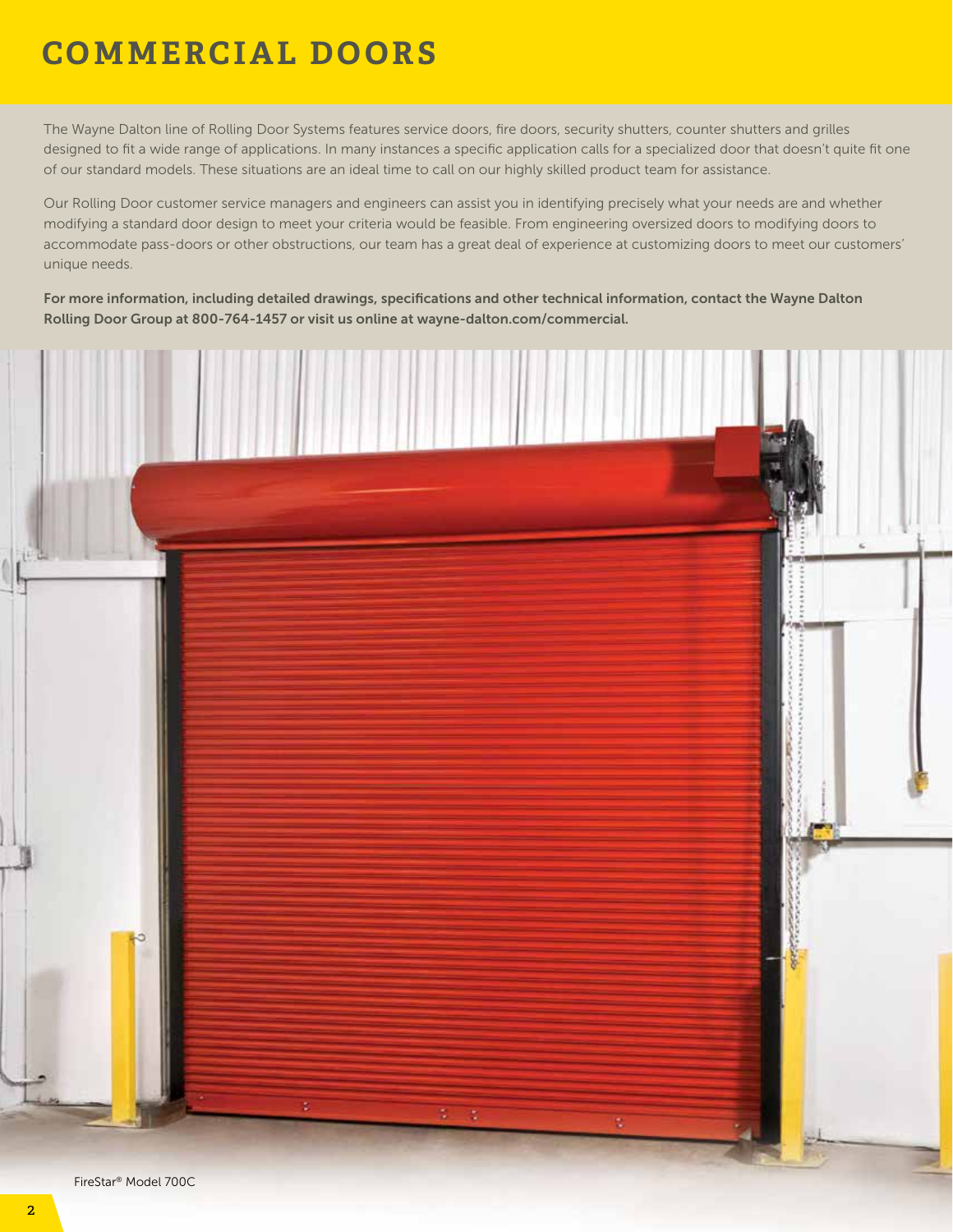# COMMERCIAL DOORS

The Wayne Dalton line of Rolling Door Systems features service doors, fire doors, security shutters, counter shutters and grilles designed to fit a wide range of applications. In many instances a specific application calls for a specialized door that doesn't quite fit one of our standard models. These situations are an ideal time to call on our highly skilled product team for assistance.

Our Rolling Door customer service managers and engineers can assist you in identifying precisely what your needs are and whether modifying a standard door design to meet your criteria would be feasible. From engineering oversized doors to modifying doors to accommodate pass-doors or other obstructions, our team has a great deal of experience at customizing doors to meet our customers' unique needs.

**For more information, including detailed drawings, specifications and other technical information, contact the Wayne Dalton Rolling Door Group at 800-764-1457 or visit us online at wayne-dalton.com/commercial.**

FireStar® Model 700C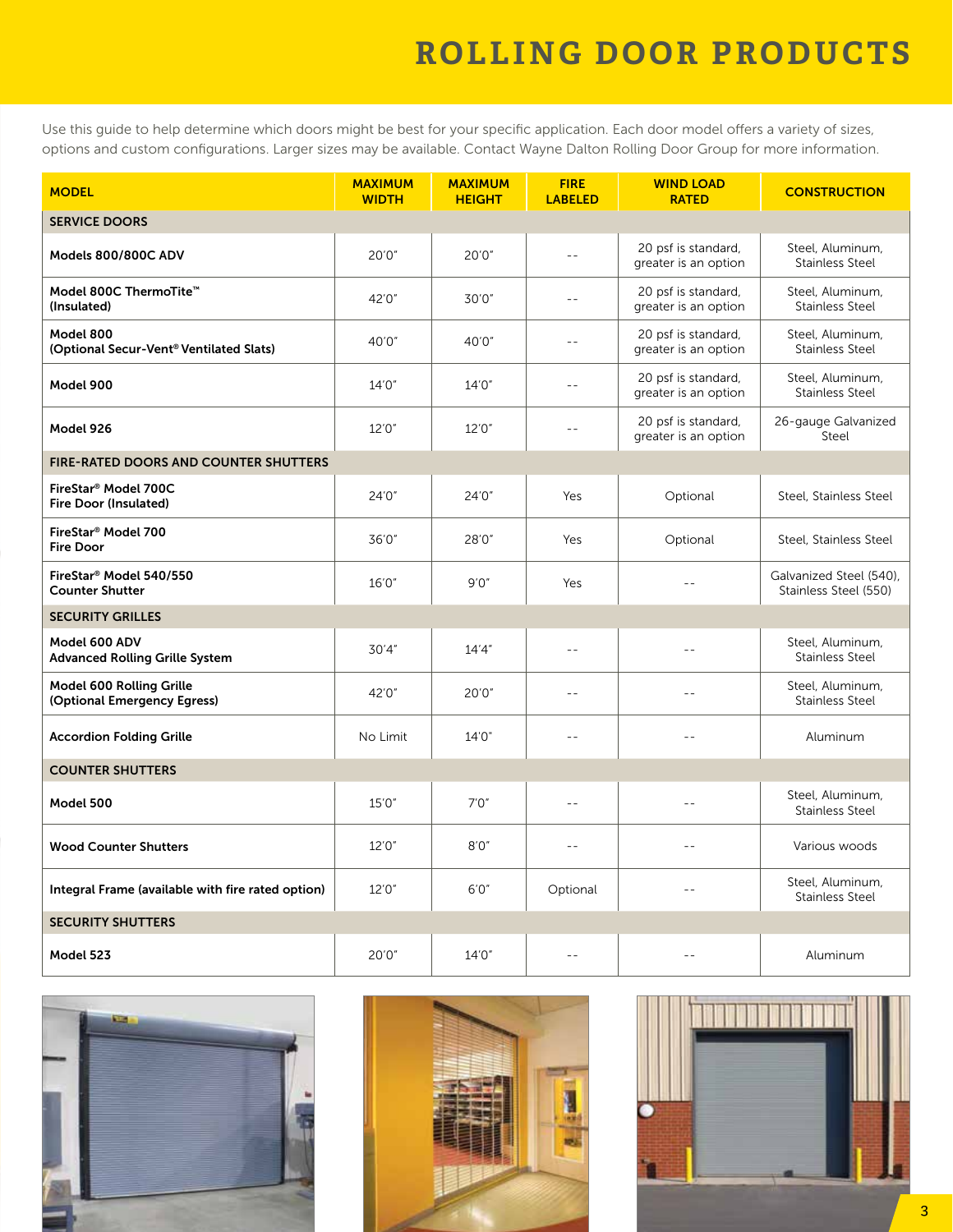# ROLLING DOOR PRODUCTS

Use this guide to help determine which doors might be best for your specific application. Each door model offers a variety of sizes, options and custom configurations. Larger sizes may be available. Contact Wayne Dalton Rolling Door Group for more information.

| MODEL | MAXIMUM WIDTH | MAXIMUM HEIGHT | FIRE LABELED | WIND LOAD RATED | CONSTRUCTION |
|---|---|---|---|---|---|
| **SERVICE DOORS** | | | | | |
| **Models 800/800C ADV** | 20'0" | 20'0" | -- | 20 psf is standard, greater is an option | Steel, Aluminum, Stainless Steel |
| **Model 800C ThermoTite™ (Insulated)** | 42'0" | 30'0" | -- | 20 psf is standard, greater is an option | Steel, Aluminum, Stainless Steel |
| **Model 800 (Optional Secur-Vent® Ventilated Slats)** | 40'0" | 40'0" | -- | 20 psf is standard, greater is an option | Steel, Aluminum, Stainless Steel |
| **Model 900** | 14'0" | 14'0" | -- | 20 psf is standard, greater is an option | Steel, Aluminum, Stainless Steel |
| **Model 926** | 12'0" | 12'0" | -- | 20 psf is standard, greater is an option | 26-gauge Galvanized Steel |
| **FIRE-RATED DOORS AND COUNTER SHUTTERS** | | | | | |
| **FireStar® Model 700C Fire Door (Insulated)** | 24'0" | 24'0" | Yes | Optional | Steel, Stainless Steel |
| **FireStar® Model 700 Fire Door** | 36'0" | 28'0" | Yes | Optional | Steel, Stainless Steel |
| **FireStar® Model 540/550 Counter Shutter** | 16'0" | 9'0" | Yes | -- | Galvanized Steel (540), Stainless Steel (550) |
| **SECURITY GRILLES** | | | | | |
| **Model 600 ADV Advanced Rolling Grille System** | 30'4" | 14'4" | -- | -- | Steel, Aluminum, Stainless Steel |
| **Model 600 Rolling Grille (Optional Emergency Egress)** | 42'0" | 20'0" | -- | -- | Steel, Aluminum, Stainless Steel |
| **Accordion Folding Grille** | No Limit | 14'0" | -- | -- | Aluminum |
| **COUNTER SHUTTERS** | | | | | |
| **Model 500** | 15'0" | 7'0" | -- | -- | Steel, Aluminum, Stainless Steel |
| **Wood Counter Shutters** | 12'0" | 8'0" | -- | -- | Various woods |
| **Integral Frame (available with fire rated option)** | 12'0" | 6'0" | Optional | -- | Steel, Aluminum, Stainless Steel |
| **SECURITY SHUTTERS** | | | | | |
| **Model 523** | 20'0" | 14'0" | -- | -- | Aluminum |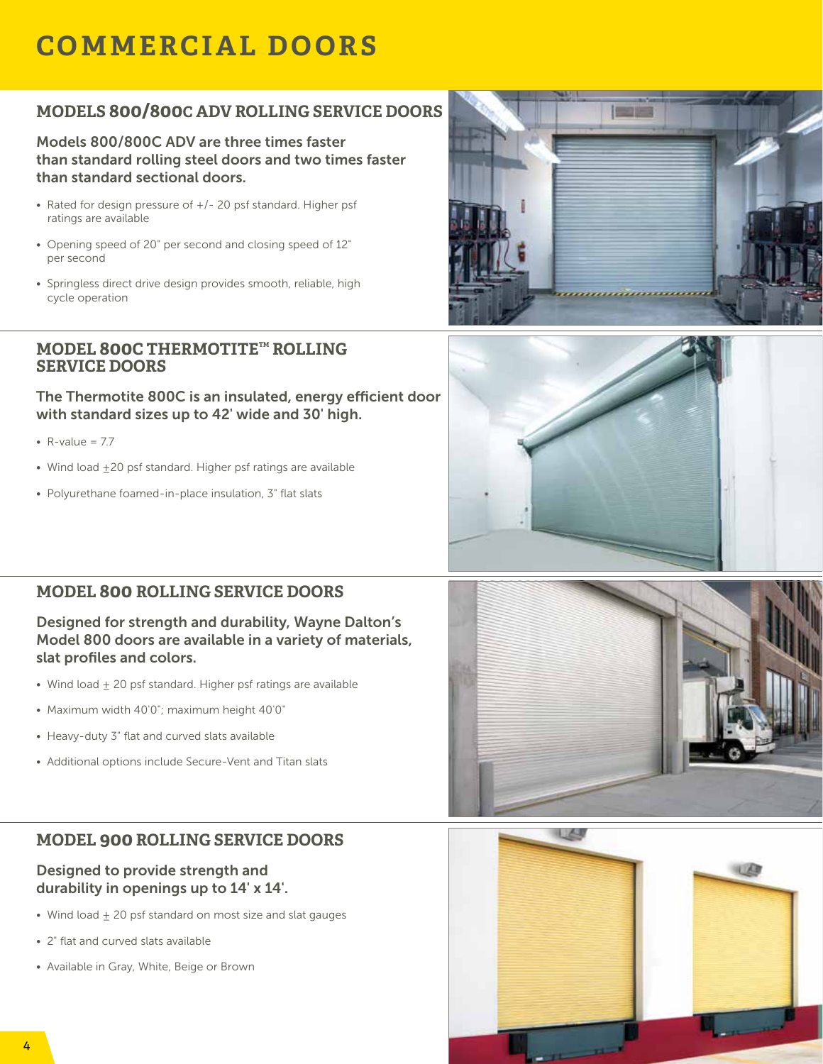# COMMERCIAL DOORS

## MODELS 800/800C ADV ROLLING SERVICE DOORS

**Models 800/800C ADV are three times faster than standard rolling steel doors and two times faster than standard sectional doors.**

- Rated for design pressure of +/- 20 psf standard. Higher psf ratings are available
- Opening speed of 20" per second and closing speed of 12" per second
- Springless direct drive design provides smooth, reliable, high cycle operation

## MODEL 800C THERMOTITE™ ROLLING SERVICE DOORS

**The Thermotite 800C is an insulated, energy efficient door with standard sizes up to 42' wide and 30' high.**

- R-value = 7.7
- Wind load ±20 psf standard. Higher psf ratings are available
- Polyurethane foamed-in-place insulation, 3" flat slats

## MODEL 800 ROLLING SERVICE DOORS

**Designed for strength and durability, Wayne Dalton's Model 800 doors are available in a variety of materials, slat profiles and colors.**

- Wind load ± 20 psf standard. Higher psf ratings are available
- Maximum width 40'0"; maximum height 40'0"
- Heavy-duty 3" flat and curved slats available
- Additional options include Secure-Vent and Titan slats

## MODEL 900 ROLLING SERVICE DOORS

**Designed to provide strength and durability in openings up to 14' x 14'.**

- Wind load ± 20 psf standard on most size and slat gauges
- 2" flat and curved slats available
- Available in Gray, White, Beige or Brown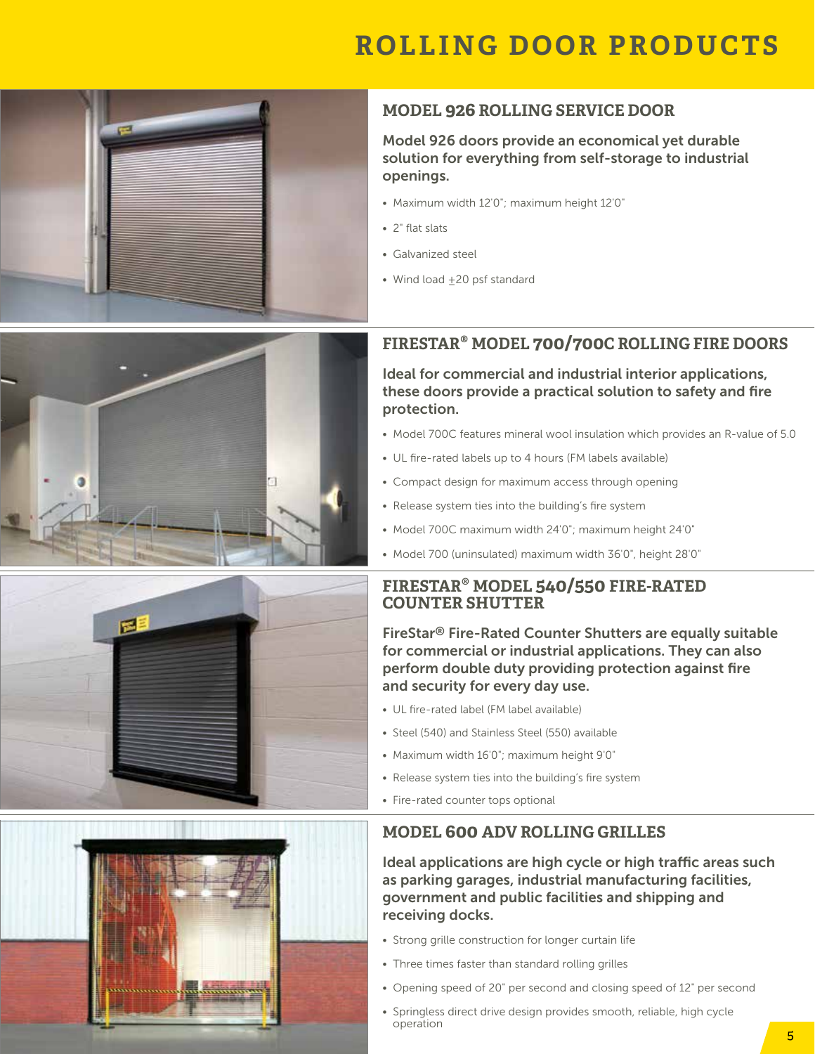# ROLLING DOOR PRODUCTS

## MODEL 926 ROLLING SERVICE DOOR

**Model 926 doors provide an economical yet durable solution for everything from self-storage to industrial openings.**

- Maximum width 12'0"; maximum height 12'0"
- 2" flat slats
- Galvanized steel
- Wind load ±20 psf standard

## FIRESTAR® MODEL 700/700C ROLLING FIRE DOORS

**Ideal for commercial and industrial interior applications, these doors provide a practical solution to safety and fire protection.**

- Model 700C features mineral wool insulation which provides an R-value of 5.0
- UL fire-rated labels up to 4 hours (FM labels available)
- Compact design for maximum access through opening
- Release system ties into the building's fire system
- Model 700C maximum 24'0"; maximum height 24'0"
- Model 700 (uninsulated) maximum width 36'0", height 28'0"

## FIRESTAR® MODEL 540/550 FIRE-RATED COUNTER SHUTTER

**FireStar® Fire-Rated Counter Shutters are equally suitable for commercial or industrial applications. They can also perform double duty providing protection against fire and security for every day use.**

- UL fire-rated label (FM label available)
- Steel (540) and Stainless Steel (550) available
- Maximum width 16'0"; maximum height 9'0"
- Release system ties into the building's fire system
- Fire-rated counter tops optional

## MODEL 600 ADV ROLLING GRILLES

**Ideal applications are high cycle or high traffic areas such as parking garages, industrial manufacturing facilities, government and public facilities and shipping and receiving docks.**

- Strong grille construction for longer curtain life
- Three times faster than standard rolling grilles
- Opening speed of 20" per second and closing speed of 12" per second
- Springless direct drive design provides smooth, reliable, high cycle operation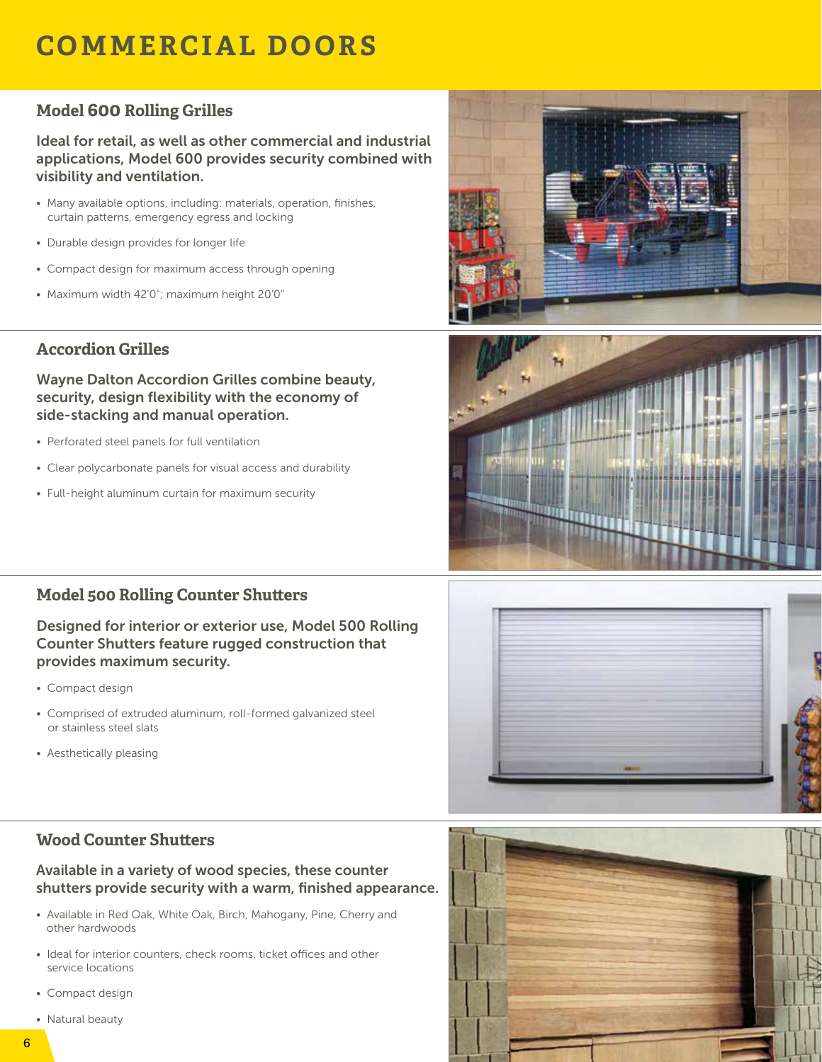# COMMERCIAL DOORS

## Model 600 Rolling Grilles

**Ideal for retail, as well as other commercial and industrial applications, Model 600 provides security combined with visibility and ventilation.**

- Many available options, including: materials, operation, finishes, curtain patterns, emergency egress and locking
- Durable design provides for longer life
- Compact design for maximum access through opening
- Maximum width 42'0"; maximum height 20'0"

## Accordion Grilles

**Wayne Dalton Accordion Grilles combine beauty, security, design flexibility with the economy of side-stacking and manual operation.**

- Perforated steel panels for full ventilation
- Clear polycarbonate panels for visual access and durability
- Full-height aluminum curtain for maximum security

## Model 500 Rolling Counter Shutters

**Designed for interior or exterior use, Model 500 Rolling Counter Shutters feature rugged construction that provides maximum security.**

- Compact design
- Comprised of extruded aluminum, roll-formed galvanized steel or stainless steel slats
- Aesthetically pleasing

## Wood Counter Shutters

**Available in a variety of wood species, these counter shutters provide security with a warm, finished appearance.**

- Available in Red Oak, White Oak, Birch, Mahogany, Pine, Cherry and other hardwoods
- Ideal for interior counters, check rooms, ticket offices and other service locations
- Compact design
- Natural beauty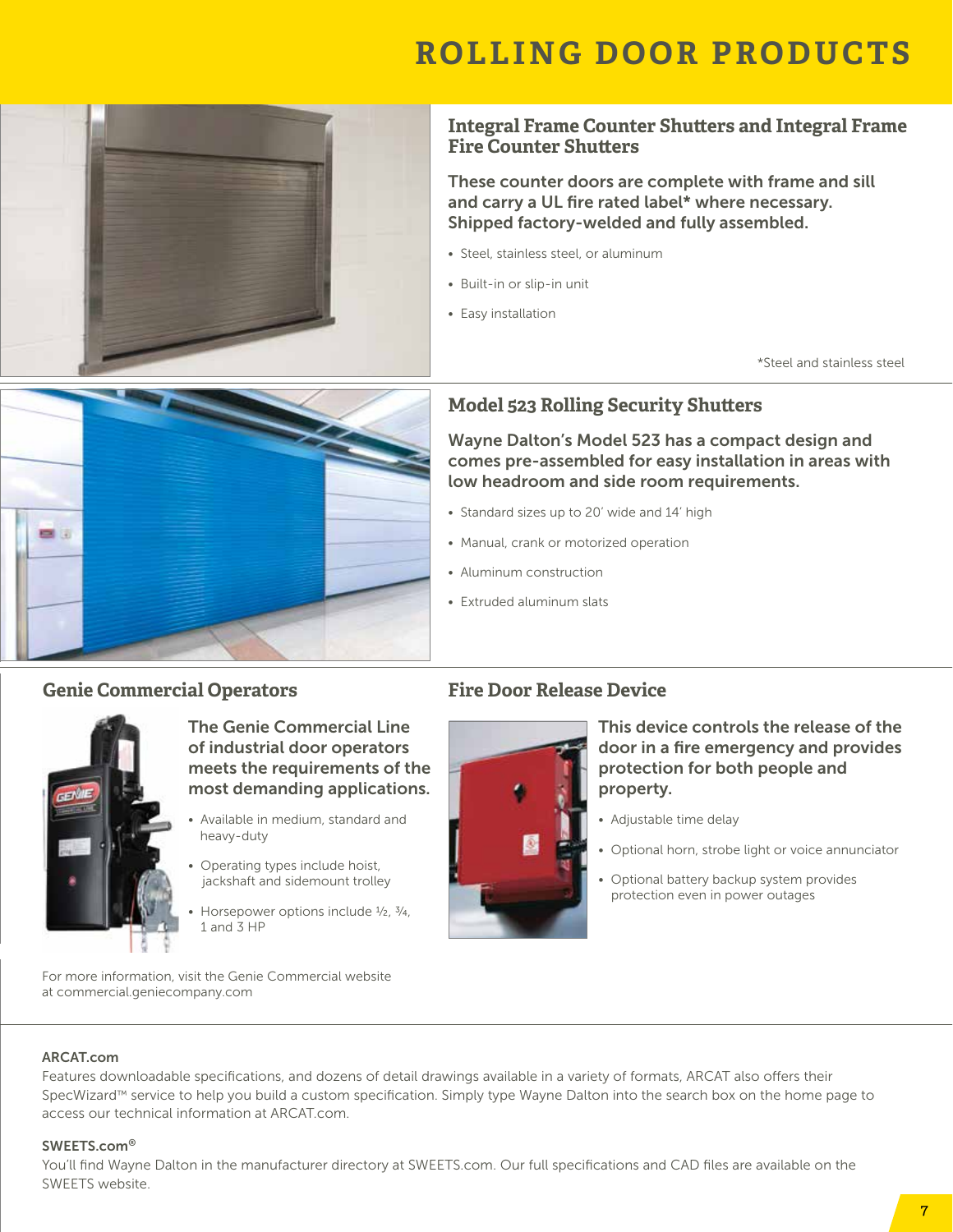# ROLLING DOOR PRODUCTS

## Integral Frame Counter Shutters and Integral Frame Fire Counter Shutters

**These counter doors are complete with frame and sill and carry a UL fire rated label* where necessary. Shipped factory-welded and fully assembled.**

- Steel, stainless steel, or aluminum
- Built-in or slip-in unit
- Easy installation

*Steel and stainless steel

## Model 523 Rolling Security Shutters

**Wayne Dalton's Model 523 has a compact design and comes pre-assembled for easy installation in areas with low headroom and side room requirements.**

- Standard sizes up to 20' wide and 14' high
- Manual, crank or motorized operation
- Aluminum construction
- Extruded aluminum slats

## Genie Commercial Operators

**The Genie Commercial Line of industrial door operators meets the requirements of the most demanding applications.**

- Available in medium, standard and heavy-duty
- Operating types include hoist, jackshaft and sidemount trolley
- Horsepower options include ½, ¾, 1 and 3 HP

For more information, visit the Genie Commercial website at commercial.geniecompany.com

## Fire Door Release Device

**This device controls the release of the door in a fire emergency and provides protection for both people and property.**

- Adjustable time delay
- Optional horn, strobe light or voice annunciator
- Optional battery backup system provides protection even in power outages

**ARCAT.com**

Features downloadable specifications, and dozens of detail drawings available in a variety of formats, ARCAT also offers their SpecWizard™ service to help you build a custom specification. Simply type Wayne Dalton into the search box on the home page to access our technical information at ARCAT.com.

**SWEETS.com®**

You'll find Wayne Dalton in the manufacturer directory at SWEETS.com. Our full specifications and CAD files are available on the SWEETS website.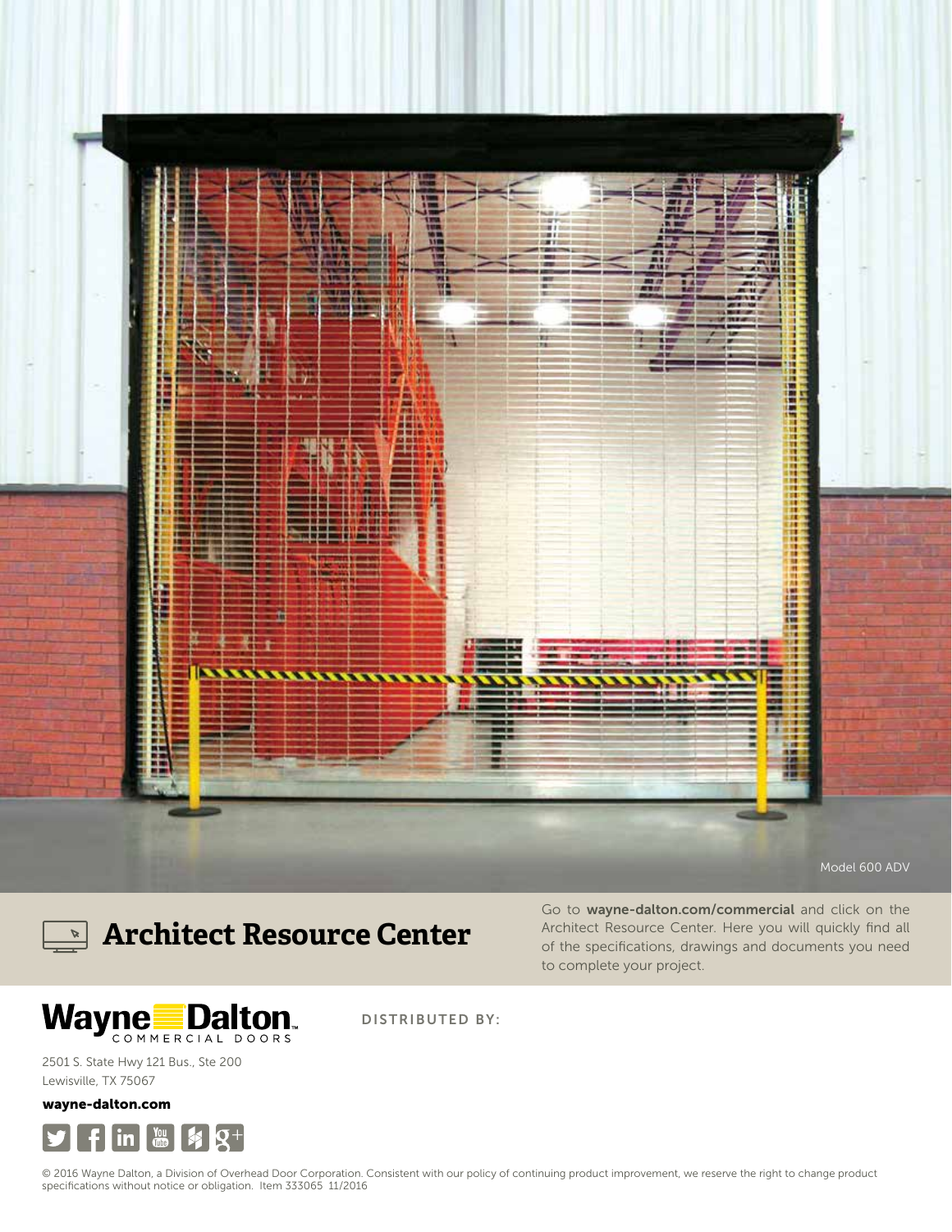Model 600 ADV

## Architect Resource Center

Go to **wayne-dalton.com/commercial** and click on the Architect Resource Center. Here you will quickly find all of the specifications, drawings and documents you need to complete your project.

**Wayne Dalton** COMMERCIAL DOORS

2501 S. State Hwy 121 Bus., Ste 200
Lewisville, TX 75067

**wayne-dalton.com**

DISTRIBUTED BY:

© 2016 Wayne Dalton, a Division of Overhead Door Corporation. Consistent with our policy of continuing product improvement, we reserve the right to change product specifications without notice or obligation. Item 333065 11/2016